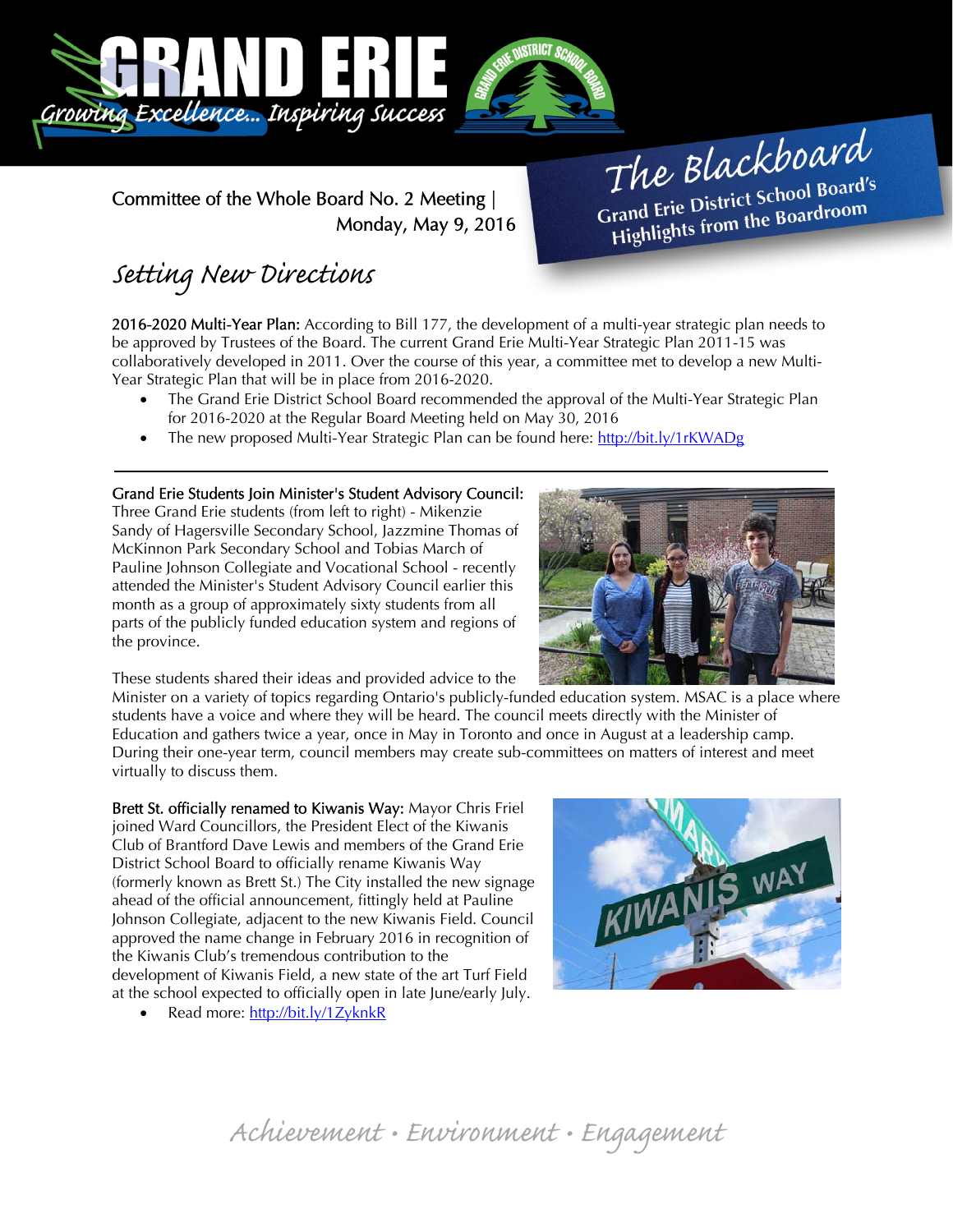# GRAND ERIE

*Growing Excellence... Inspiring Success*

## The Blackboard

**Grand Erie District School Board's Highlights from the Boardroom**

Committee of the Whole Board No. 2 Meeting | Monday, May 9, 2016

## *Setting New Directions*

**2016-2020 Multi-Year Plan:** According to Bill 177, the development of a multi-year strategic plan needs to be approved by Trustees of the Board. The current Grand Erie Multi-Year Strategic Plan 2011-15 was collaboratively developed in 2011. Over the course of this year, a committee met to develop a new Multi-Year Strategic Plan that will be in place from 2016-2020.

- The Grand Erie District School Board recommended the approval of the Multi-Year Strategic Plan for 2016-2020 at the Regular Board Meeting held on May 30, 2016
- The new proposed Multi-Year Strategic Plan can be found here: http://bit.ly/1rKWADg

---

**Grand Erie Students Join Minister's Student Advisory Council:** Three Grand Erie students (from left to right) - Mikenzie Sandy of Hagersville Secondary School, Jazzmine Thomas of McKinnon Park Secondary School and Tobias March of Pauline Johnson Collegiate and Vocational School - recently attended the Minister's Student Advisory Council earlier this month as a group of approximately sixty students from all parts of the publicly funded education system and regions of the province.

These students shared their ideas and provided advice to the Minister on a variety of topics regarding Ontario's publicly-funded education system. MSAC is a place where students have a voice and where they will be heard. The council meets directly with the Minister of Education and gathers twice a year, once in May in Toronto and once in August at a leadership camp. During their one-year term, council members may create sub-committees on matters of interest and meet virtually to discuss them.

**Brett St. officially renamed to Kiwanis Way:** Mayor Chris Friel joined Ward Councillors, the President Elect of the Kiwanis Club of Brantford Dave Lewis and members of the Grand Erie District School Board to officially rename Kiwanis Way (formerly known as Brett St.) The City installed the new signage ahead of the official announcement, fittingly held at Pauline Johnson Collegiate, adjacent to the new Kiwanis Field. Council approved the name change in February 2016 in recognition of the Kiwanis Club's tremendous contribution to the development of Kiwanis Field, a new state of the art Turf Field at the school expected to officially open in late June/early July.

- Read more: http://bit.ly/1ZyknkR

*Achievement • Environment • Engagement*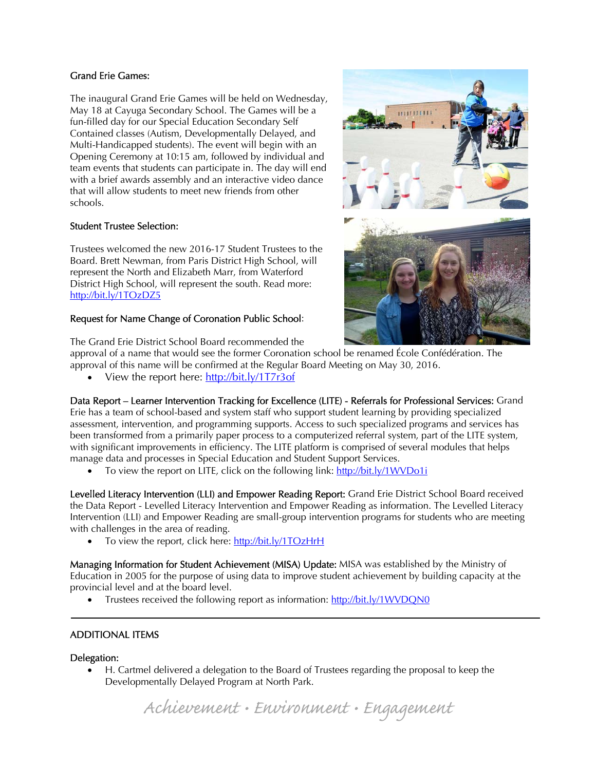Grand Erie Games:

The inaugural Grand Erie Games will be held on Wednesday, May 18 at Cayuga Secondary School. The Games will be a fun-filled day for our Special Education Secondary Self Contained classes (Autism, Developmentally Delayed, and Multi-Handicapped students). The event will begin with an Opening Ceremony at 10:15 am, followed by individual and team events that students can participate in. The day will end with a brief awards assembly and an interactive video dance that will allow students to meet new friends from other schools.

Student Trustee Selection:

Trustees welcomed the new 2016-17 Student Trustees to the Board. Brett Newman, from Paris District High School, will represent the North and Elizabeth Marr, from Waterford District High School, will represent the south. Read more: http://bit.ly/1TOzDZ5

Request for Name Change of Coronation Public School:

The Grand Erie District School Board recommended the approval of a name that would see the former Coronation school be renamed École Confédération. The approval of this name will be confirmed at the Regular Board Meeting on May 30, 2016.

- View the report here: http://bit.ly/1T7r3of

Data Report – Learner Intervention Tracking for Excellence (LITE) - Referrals for Professional Services: Grand Erie has a team of school-based and system staff who support student learning by providing specialized assessment, intervention, and programming supports. Access to such specialized programs and services has been transformed from a primarily paper process to a computerized referral system, part of the LITE system, with significant improvements in efficiency. The LITE platform is comprised of several modules that helps manage data and processes in Special Education and Student Support Services.

- To view the report on LITE, click on the following link: http://bit.ly/1WVDo1i

Levelled Literacy Intervention (LLI) and Empower Reading Report: Grand Erie District School Board received the Data Report - Levelled Literacy Intervention and Empower Reading as information. The Levelled Literacy Intervention (LLI) and Empower Reading are small-group intervention programs for students who are meeting with challenges in the area of reading.

- To view the report, click here: http://bit.ly/1TOzHrH

Managing Information for Student Achievement (MISA) Update: MISA was established by the Ministry of Education in 2005 for the purpose of using data to improve student achievement by building capacity at the provincial level and at the board level.

- Trustees received the following report as information: http://bit.ly/1WVDQN0

---

ADDITIONAL ITEMS

Delegation:

- H. Cartmel delivered a delegation to the Board of Trustees regarding the proposal to keep the Developmentally Delayed Program at North Park.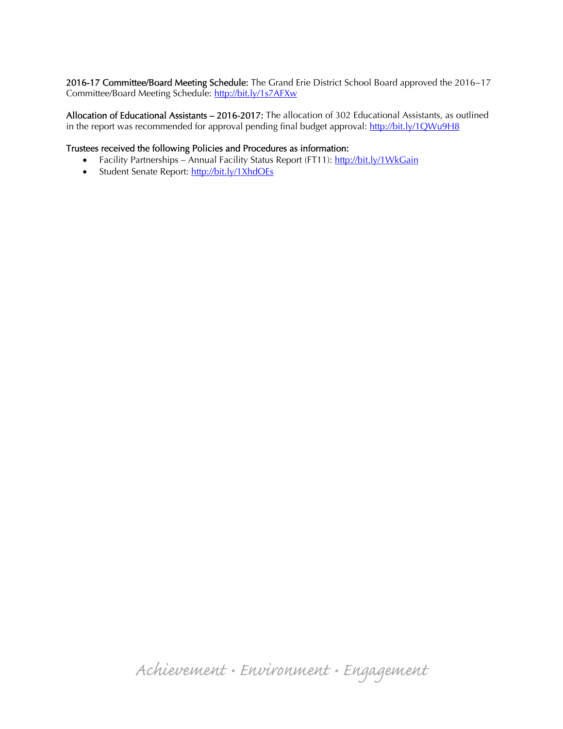**2016-17 Committee/Board Meeting Schedule:** The Grand Erie District School Board approved the 2016–17 Committee/Board Meeting Schedule: http://bit.ly/1s7AFXw

**Allocation of Educational Assistants – 2016-2017:** The allocation of 302 Educational Assistants, as outlined in the report was recommended for approval pending final budget approval: http://bit.ly/1QWu9H8

**Trustees received the following Policies and Procedures as information:**

- Facility Partnerships – Annual Facility Status Report (FT11): http://bit.ly/1WkGain
- Student Senate Report: http://bit.ly/1XhdOEs